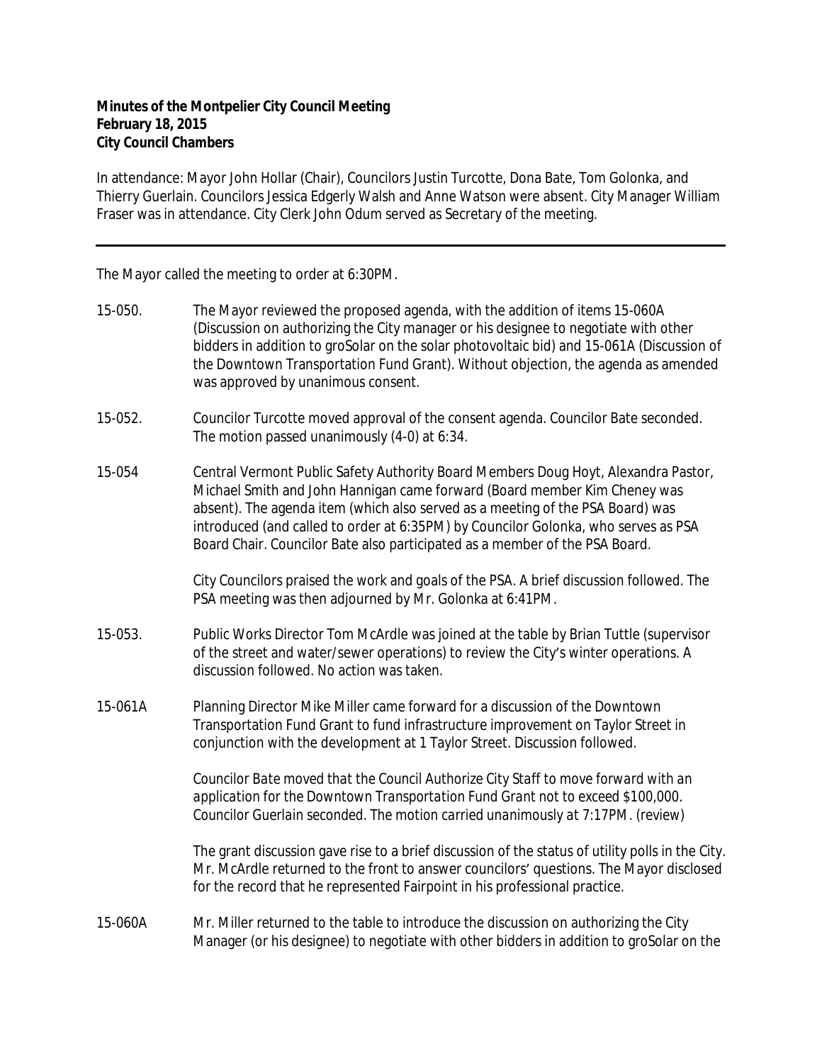**Minutes of the Montpelier City Council Meeting**
**February 18, 2015**
**City Council Chambers**

In attendance: Mayor John Hollar (Chair), Councilors Justin Turcotte, Dona Bate, Tom Golonka, and Thierry Guerlain. Councilors Jessica Edgerly Walsh and Anne Watson were absent. City Manager William Fraser was in attendance. City Clerk John Odum served as Secretary of the meeting.

---

The Mayor called the meeting to order at 6:30PM.

15-050. The Mayor reviewed the proposed agenda, with the addition of items 15-060A (Discussion on authorizing the City manager or his designee to negotiate with other bidders in addition to groSolar on the solar photovoltaic bid) and 15-061A (Discussion of the Downtown Transportation Fund Grant). Without objection, the agenda as amended was approved by unanimous consent.

15-052. Councilor Turcotte moved approval of the consent agenda. Councilor Bate seconded. The motion passed unanimously (4-0) at 6:34.

15-054 Central Vermont Public Safety Authority Board Members Doug Hoyt, Alexandra Pastor, Michael Smith and John Hannigan came forward (Board member Kim Cheney was absent). The agenda item (which also served as a meeting of the PSA Board) was introduced (and called to order at 6:35PM) by Councilor Golonka, who serves as PSA Board Chair. Councilor Bate also participated as a member of the PSA Board.

City Councilors praised the work and goals of the PSA. A brief discussion followed. The PSA meeting was then adjourned by Mr. Golonka at 6:41PM.

15-053. Public Works Director Tom McArdle was joined at the table by Brian Tuttle (supervisor of the street and water/sewer operations) to review the City's winter operations. A discussion followed. No action was taken.

15-061A Planning Director Mike Miller came forward for a discussion of the Downtown Transportation Fund Grant to fund infrastructure improvement on Taylor Street in conjunction with the development at 1 Taylor Street. Discussion followed.

*Councilor Bate moved that the Council Authorize City Staff to move forward with an application for the Downtown Transportation Fund Grant not to exceed $100,000. Councilor Guerlain seconded. The motion carried unanimously at 7:17PM. (review)*

The grant discussion gave rise to a brief discussion of the status of utility polls in the City. Mr. McArdle returned to the front to answer councilors' questions. The Mayor disclosed for the record that he represented Fairpoint in his professional practice.

15-060A Mr. Miller returned to the table to introduce the discussion on authorizing the City Manager (or his designee) to negotiate with other bidders in addition to groSolar on the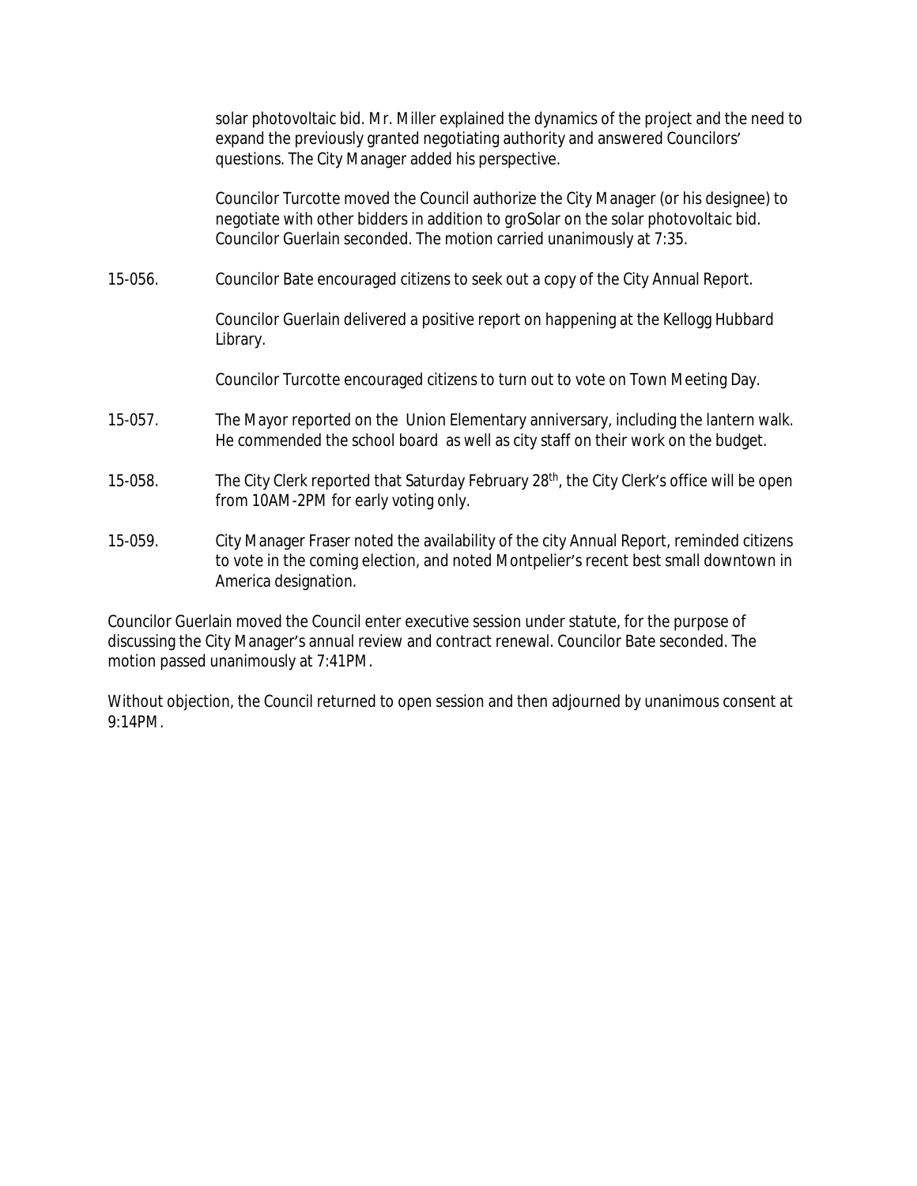solar photovoltaic bid. Mr. Miller explained the dynamics of the project and the need to expand the previously granted negotiating authority and answered Councilors' questions. The City Manager added his perspective.

Councilor Turcotte moved the Council authorize the City Manager (or his designee) to negotiate with other bidders in addition to groSolar on the solar photovoltaic bid. Councilor Guerlain seconded. The motion carried unanimously at 7:35.

15-056. Councilor Bate encouraged citizens to seek out a copy of the City Annual Report.

Councilor Guerlain delivered a positive report on happening at the Kellogg Hubbard Library.

Councilor Turcotte encouraged citizens to turn out to vote on Town Meeting Day.

15-057. The Mayor reported on the Union Elementary anniversary, including the lantern walk. He commended the school board as well as city staff on their work on the budget.

15-058. The City Clerk reported that Saturday February 28th, the City Clerk's office will be open from 10AM-2PM for early voting only.

15-059. City Manager Fraser noted the availability of the city Annual Report, reminded citizens to vote in the coming election, and noted Montpelier's recent best small downtown in America designation.

Councilor Guerlain moved the Council enter executive session under statute, for the purpose of discussing the City Manager's annual review and contract renewal. Councilor Bate seconded. The motion passed unanimously at 7:41PM.

Without objection, the Council returned to open session and then adjourned by unanimous consent at 9:14PM.